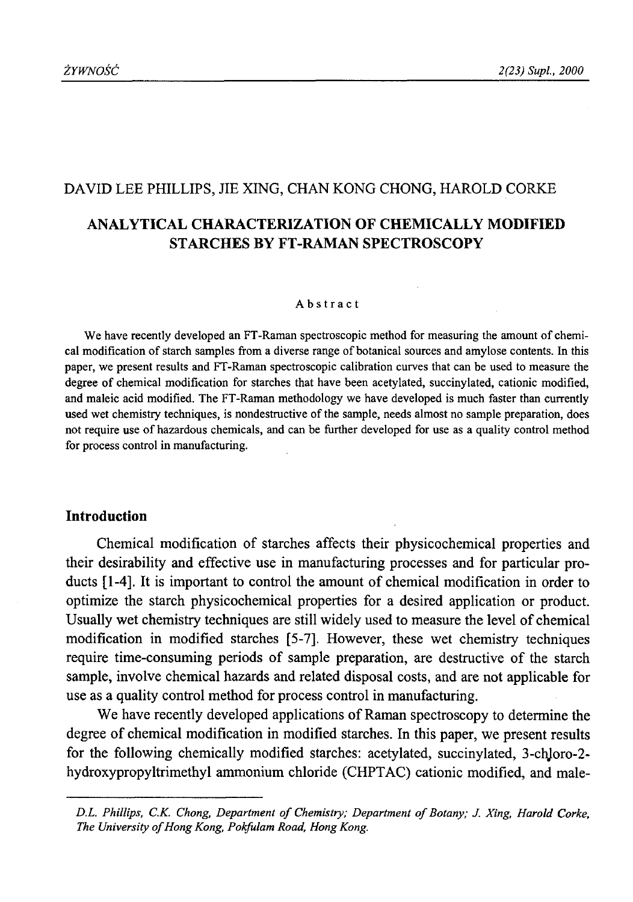DAVID LEE PHILLIPS, JIE XING, CHAN KONG CHONG, HAROLD CORKE

# ANALYTICAL CHARACTERIZATION OF CHEMICALLY MODIFIED STARCHES BY FT-RAMAN SPECTROSCOPY

## Abstract

We have recently developed an FT-Raman spectroscopic method for measuring the amount of chemical modification of starch samples from a diverse range of botanical sources and amylose contents. In this paper, we present results and FT-Raman spectroscopic calibration curves that can be used to measure the degree of chemical modification for starches that have been acetylated, succinylated, cationic modified, and maleic acid modified. The FT-Raman methodology we have developed is much faster than currently used wet chemistry techniques, is nondestructive of the sample, needs almost no sample preparation, does not require use of hazardous chemicals, and can be further developed for use as a quality control method for process control in manufacturing.

## Introduction

Chemical modification of starches affects their physicochemical properties and their desirability and effective use in manufacturing processes and for particular products [1-4]. It is important to control the amount of chemical modification in order to optimize the starch physicochemical properties for a desired application or product. Usually wet chemistry techniques are still widely used to measure the level of chemical modification in modified starches [5-7]. However, these wet chemistry techniques require time-consuming periods of sample preparation, are destructive of the starch sample, involve chemical hazards and related disposal costs, and are not applicable for use as a quality control method for process control in manufacturing.

We have recently developed applications of Raman spectroscopy to determine the degree of chemical modification in modified starches. In this paper, we present results for the following chemically modified starches: acetylated, succinylated, 3-chloro-2-hydroxypropyltrimethyl ammonium chloride (CHPTAC) cationic modified, and male-

*D.L. Phillips, C.K. Chong, Department of Chemistry; Department of Botany; J. Xing, Harold Corke, The University of Hong Kong, Pokfulam Road, Hong Kong.*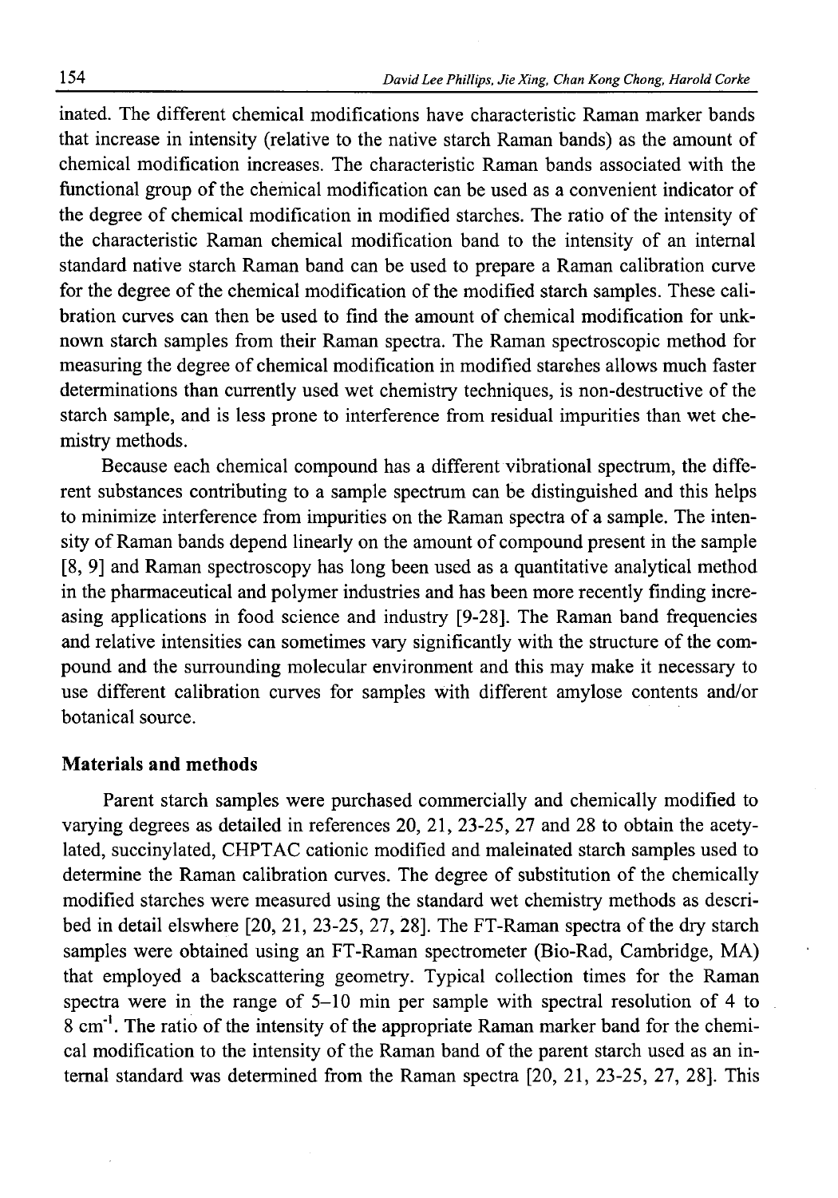inated. The different chemical modifications have characteristic Raman marker bands that increase in intensity (relative to the native starch Raman bands) as the amount of chemical modification increases. The characteristic Raman bands associated with the functional group of the chemical modification can be used as a convenient indicator of the degree of chemical modification in modified starches. The ratio of the intensity of the characteristic Raman chemical modification band to the intensity of an internal standard native starch Raman band can be used to prepare a Raman calibration curve for the degree of the chemical modification of the modified starch samples. These calibration curves can then be used to find the amount of chemical modification for unknown starch samples from their Raman spectra. The Raman spectroscopic method for measuring the degree of chemical modification in modified starches allows much faster determinations than currently used wet chemistry techniques, is non-destructive of the starch sample, and is less prone to interference from residual impurities than wet chemistry methods.

Because each chemical compound has a different vibrational spectrum, the different substances contributing to a sample spectrum can be distinguished and this helps to minimize interference from impurities on the Raman spectra of a sample. The intensity of Raman bands depend linearly on the amount of compound present in the sample [8, 9] and Raman spectroscopy has long been used as a quantitative analytical method in the pharmaceutical and polymer industries and has been more recently finding increasing applications in food science and industry [9-28]. The Raman band frequencies and relative intensities can sometimes vary significantly with the structure of the compound and the surrounding molecular environment and this may make it necessary to use different calibration curves for samples with different amylose contents and/or botanical source.

## Materials and methods

Parent starch samples were purchased commercially and chemically modified to varying degrees as detailed in references 20, 21, 23-25, 27 and 28 to obtain the acetylated, succinylated, CHPTAC cationic modified and maleinated starch samples used to determine the Raman calibration curves. The degree of substitution of the chemically modified starches were measured using the standard wet chemistry methods as described in detail elswhere [20, 21, 23-25, 27, 28]. The FT-Raman spectra of the dry starch samples were obtained using an FT-Raman spectrometer (Bio-Rad, Cambridge, MA) that employed a backscattering geometry. Typical collection times for the Raman spectra were in the range of 5–10 min per sample with spectral resolution of 4 to 8 $cm^{-1}$. The ratio of the intensity of the appropriate Raman marker band for the chemical modification to the intensity of the Raman band of the parent starch used as an internal standard was determined from the Raman spectra [20, 21, 23-25, 27, 28]. This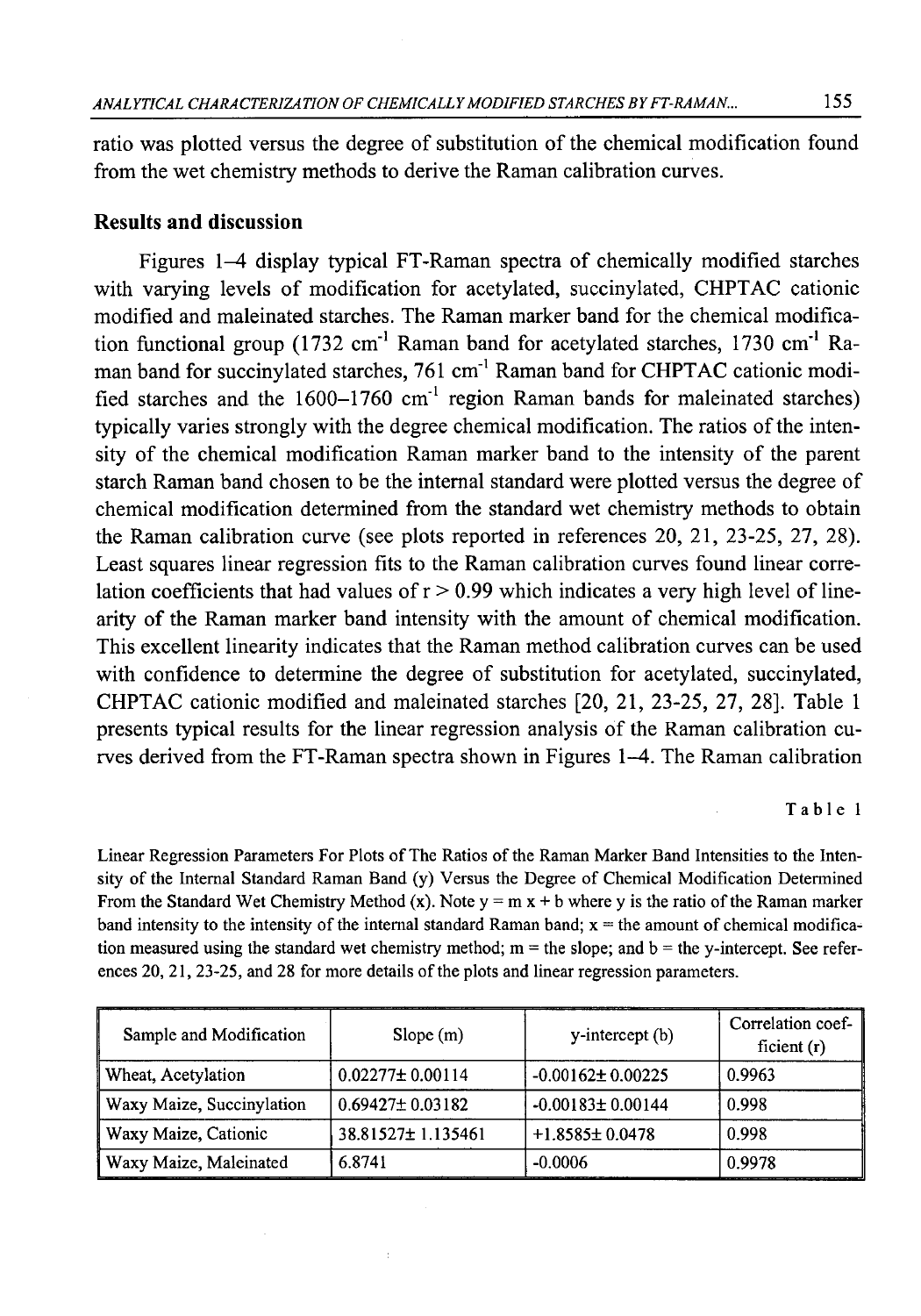ratio was plotted versus the degree of substitution of the chemical modification found from the wet chemistry methods to derive the Raman calibration curves.

## Results and discussion

Figures 1–4 display typical FT-Raman spectra of chemically modified starches with varying levels of modification for acetylated, succinylated, CHPTAC cationic modified and maleinated starches. The Raman marker band for the chemical modification functional group (1732 $cm^{-1}$ Raman band for acetylated starches, 1730 $cm^{-1}$ Raman band for succinylated starches, 761 $cm^{-1}$ Raman band for CHPTAC cationic modified starches and the 1600–1760 $cm^{-1}$ region Raman bands for maleinated starches) typically varies strongly with the degree chemical modification. The ratios of the intensity of the chemical modification Raman marker band to the intensity of the parent starch Raman band chosen to be the internal standard were plotted versus the degree of chemical modification determined from the standard wet chemistry methods to obtain the Raman calibration curve (see plots reported in references 20, 21, 23-25, 27, 28). Least squares linear regression fits to the Raman calibration curves found linear correlation coefficients that had values of $r > 0.99$ which indicates a very high level of linearity of the Raman marker band intensity with the amount of chemical modification. This excellent linearity indicates that the Raman method calibration curves can be used with confidence to determine the degree of substitution for acetylated, succinylated, CHPTAC cationic modified and maleinated starches [20, 21, 23-25, 27, 28]. Table 1 presents typical results for the linear regression analysis of the Raman calibration curves derived from the FT-Raman spectra shown in Figures 1–4. The Raman calibration

Table 1

Linear Regression Parameters For Plots of The Ratios of the Raman Marker Band Intensities to the Intensity of the Internal Standard Raman Band (y) Versus the Degree of Chemical Modification Determined From the Standard Wet Chemistry Method (x). Note $y = m x + b$ where y is the ratio of the Raman marker band intensity to the intensity of the internal standard Raman band; x = the amount of chemical modification measured using the standard wet chemistry method; m = the slope; and b = the y-intercept. See references 20, 21, 23-25, and 28 for more details of the plots and linear regression parameters.

| Sample and Modification | Slope (m) | y-intercept (b) | Correlation coefficient (r) |
|---|---|---|---|
| Wheat, Acetylation | 0.02277± 0.00114 | -0.00162± 0.00225 | 0.9963 |
| Waxy Maize, Succinylation | 0.69427± 0.03182 | -0.00183± 0.00144 | 0.998 |
| Waxy Maize, Cationic | 38.81527± 1.135461 | +1.8585± 0.0478 | 0.998 |
| Waxy Maize, Maleinated | 6.8741 | -0.0006 | 0.9978 |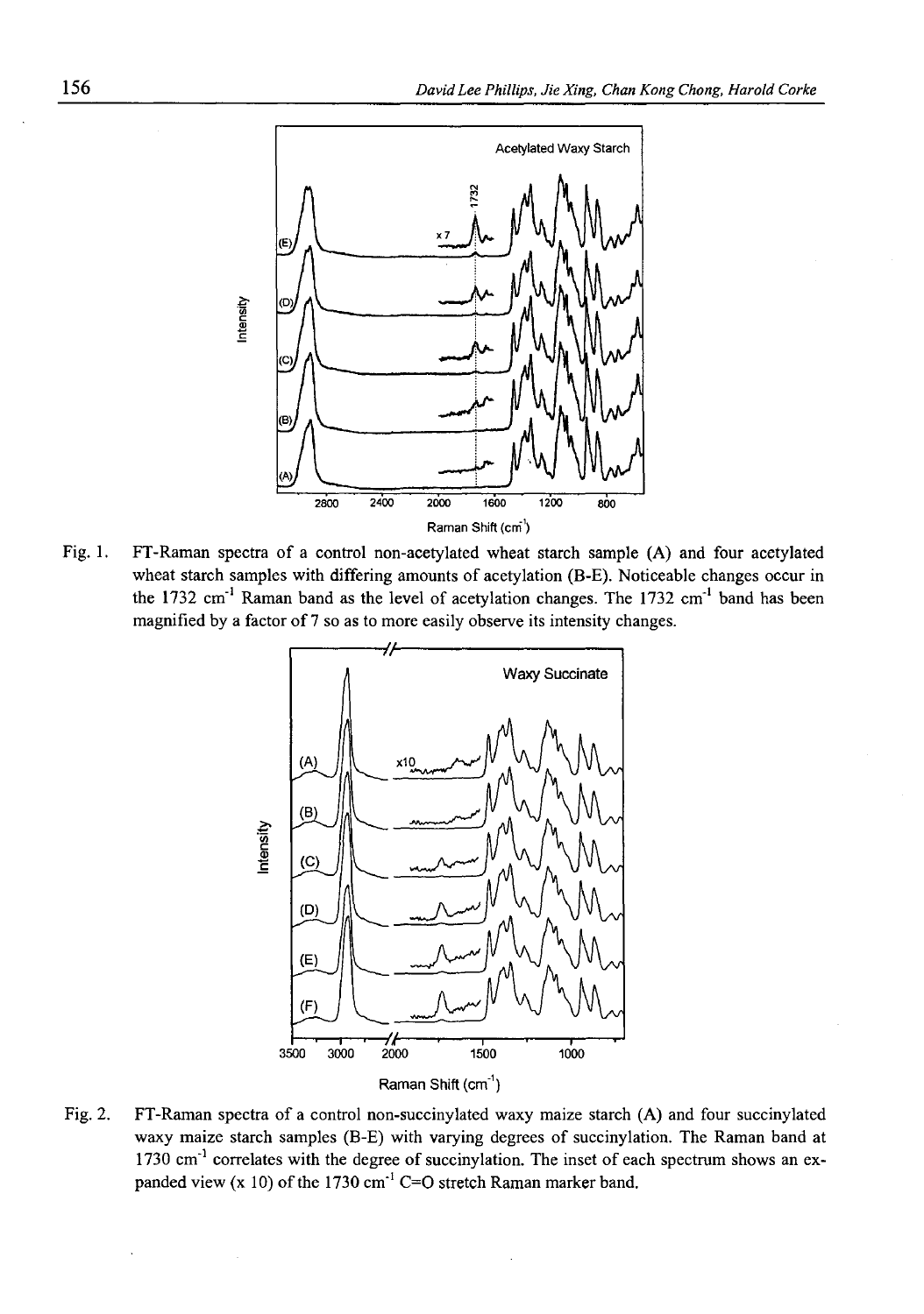Fig. 1. FT-Raman spectra of a control non-acetylated wheat starch sample (A) and four acetylated wheat starch samples with differing amounts of acetylation (B-E). Noticeable changes occur in the 1732 $cm^{-1}$ Raman band as the level of acetylation changes. The 1732 $cm^{-1}$ band has been magnified by a factor of 7 so as to more easily observe its intensity changes.

Fig. 2. FT-Raman spectra of a control non-succinylated waxy maize starch (A) and four succinylated waxy maize starch samples (B-E) with varying degrees of succinylation. The Raman band at 1730 $cm^{-1}$ correlates with the degree of succinylation. The inset of each spectrum shows an expanded view (x 10) of the 1730 $cm^{-1}$ C=O stretch Raman marker band.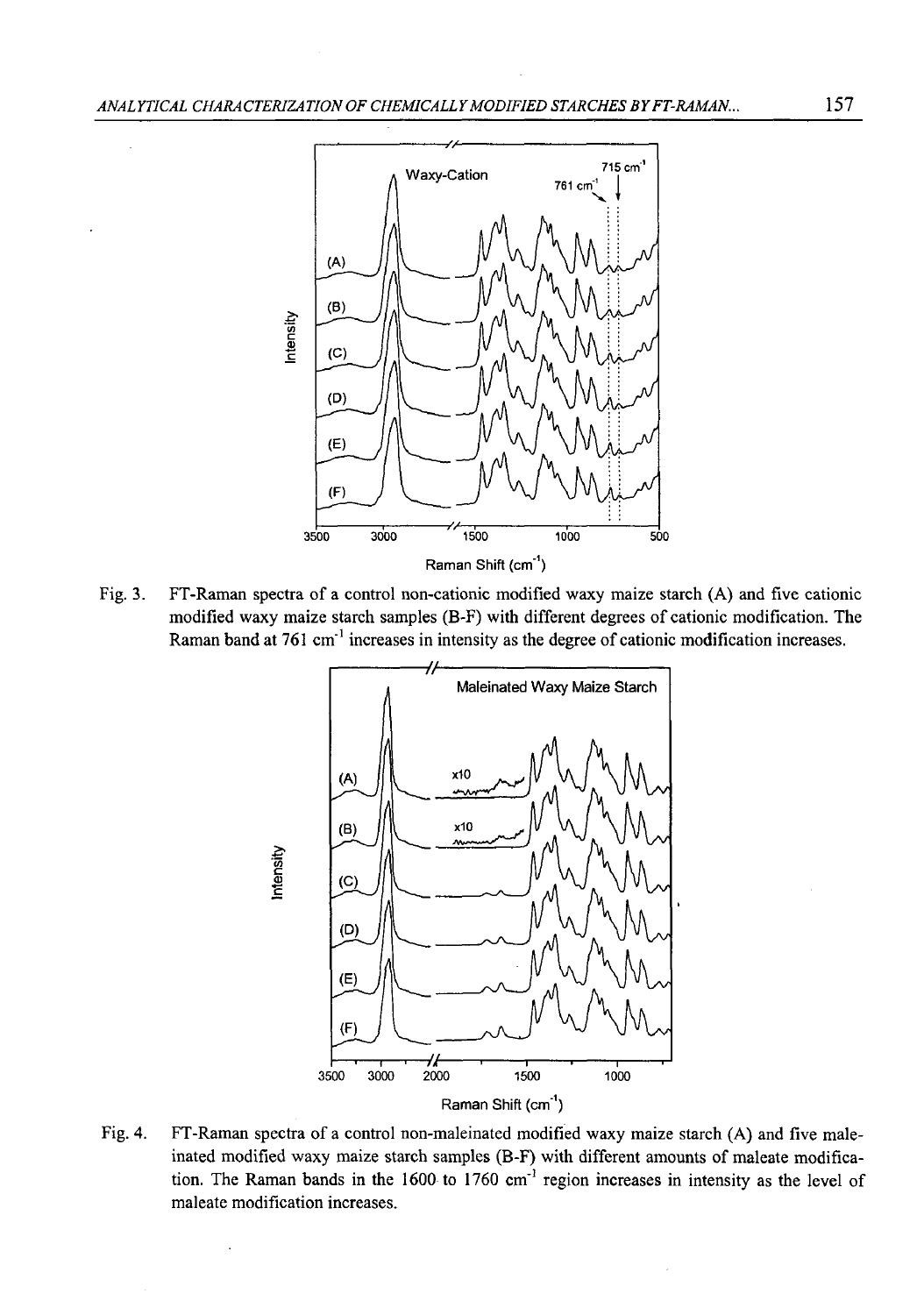Fig. 3. FT-Raman spectra of a control non-cationic modified waxy maize starch (A) and five cationic modified waxy maize starch samples (B-F) with different degrees of cationic modification. The Raman band at 761 $cm^{-1}$ increases in intensity as the degree of cationic modification increases.

Fig. 4. FT-Raman spectra of a control non-maleinated modified waxy maize starch (A) and five maleinated modified waxy maize starch samples (B-F) with different amounts of maleate modification. The Raman bands in the 1600 to 1760 $cm^{-1}$ region increases in intensity as the level of maleate modification increases.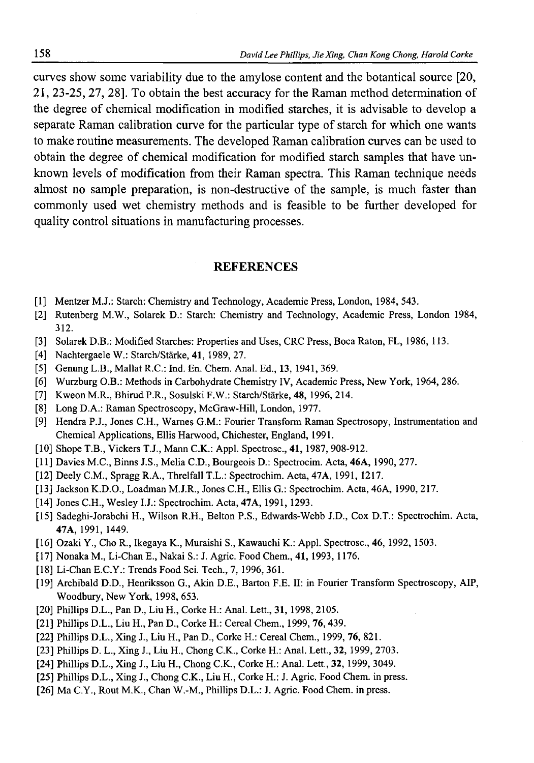curves show some variability due to the amylose content and the botantical source [20, 21, 23-25, 27, 28]. To obtain the best accuracy for the Raman method determination of the degree of chemical modification in modified starches, it is advisable to develop a separate Raman calibration curve for the particular type of starch for which one wants to make routine measurements. The developed Raman calibration curves can be used to obtain the degree of chemical modification for modified starch samples that have unknown levels of modification from their Raman spectra. This Raman technique needs almost no sample preparation, is non-destructive of the sample, is much faster than commonly used wet chemistry methods and is feasible to be further developed for quality control situations in manufacturing processes.

## REFERENCES

[1] Mentzer M.J.: Starch: Chemistry and Technology, Academic Press, London, 1984, 543.

[2] Rutenberg M.W., Solarek D.: Starch: Chemistry and Technology, Academic Press, London 1984, 312.

[3] Solarek D.B.: Modified Starches: Properties and Uses, CRC Press, Boca Raton, FL, 1986, 113.

[4] Nachtergaele W.: Starch/Stärke, **41**, 1989, 27.

[5] Genung L.B., Mallat R.C.: Ind. En. Chem. Anal. Ed., **13**, 1941, 369.

[6] Wurzburg O.B.: Methods in Carbohydrate Chemistry IV, Academic Press, New York, 1964, 286.

[7] Kweon M.R., Bhirud P.R., Sosulski F.W.: Starch/Stärke, **48**, 1996, 214.

[8] Long D.A.: Raman Spectroscopy, McGraw-Hill, London, 1977.

[9] Hendra P.J., Jones C.H., Warnes G.M.: Fourier Transform Raman Spectrosopy, Instrumentation and Chemical Applications, Ellis Harwood, Chichester, England, 1991.

[10] Shope T.B., Vickers T.J., Mann C.K.: Appl. Spectrosc., **41**, 1987, 908-912.

[11] Davies M.C., Binns J.S., Melia C.D., Bourgeois D.: Spectrocim. Acta, **46A**, 1990, 277.

[12] Deely C.M., Spragg R.A., Threlfall T.L.: Spectrochim. Acta, 47**A**, 1991, 1217.

[13] Jackson K.D.O., Loadman M.J.R., Jones C.H., Ellis G.: Spectrochim. Acta, 46A, 1990, 217.

[14] Jones C.H., Wesley I.J.: Spectrochim. Acta, **47A**, 1991, 1293.

[15] Sadeghi-Jorabchi H., Wilson R.H., Belton P.S., Edwards-Webb J.D., Cox D.T.: Spectrochim. Acta, **47A**, 1991, 1449.

[16] Ozaki Y., Cho R., Ikegaya K., Muraishi S., Kawauchi K.: Appl. Spectrosc., 46, 1992, 1503.

[17] Nonaka M., Li-Chan E., Nakai S.: J. Agric. Food Chem., **41**, 1993, 1176.

[18] Li-Chan E.C.Y.: Trends Food Sci. Tech., 7, 1996, 361.

[19] Archibald D.D., Henriksson G., Akin D.E., Barton F.E. II: in Fourier Transform Spectroscopy, AIP, Woodbury, New York, 1998, 653.

[20] Phillips D.L., Pan D., Liu H., Corke H.: Anal. Lett., **31**, 1998, 2105.

[21] Phillips D.L., Liu H., Pan D., Corke H.: Cereal Chem., 1999, **76**, 439.

[22] Phillips D.L., Xing J., Liu H., Pan D., Corke H.: Cereal Chem., 1999, **76**, 821.

[23] Phillips D. L., Xing J., Liu H., Chong C.K., Corke H.: Anal. Lett., **32**, 1999, 2703.

[24] Phillips D.L., Xing J., Liu H., Chong C.K., Corke H.: Anal. Lett., **32**, 1999, 3049.

[25] Phillips D.L., Xing J., Chong C.K., Liu H., Corke H.: J. Agric. Food Chem. in press.

[26] Ma C.Y., Rout M.K., Chan W.-M., Phillips D.L.: J. Agric. Food Chem. in press.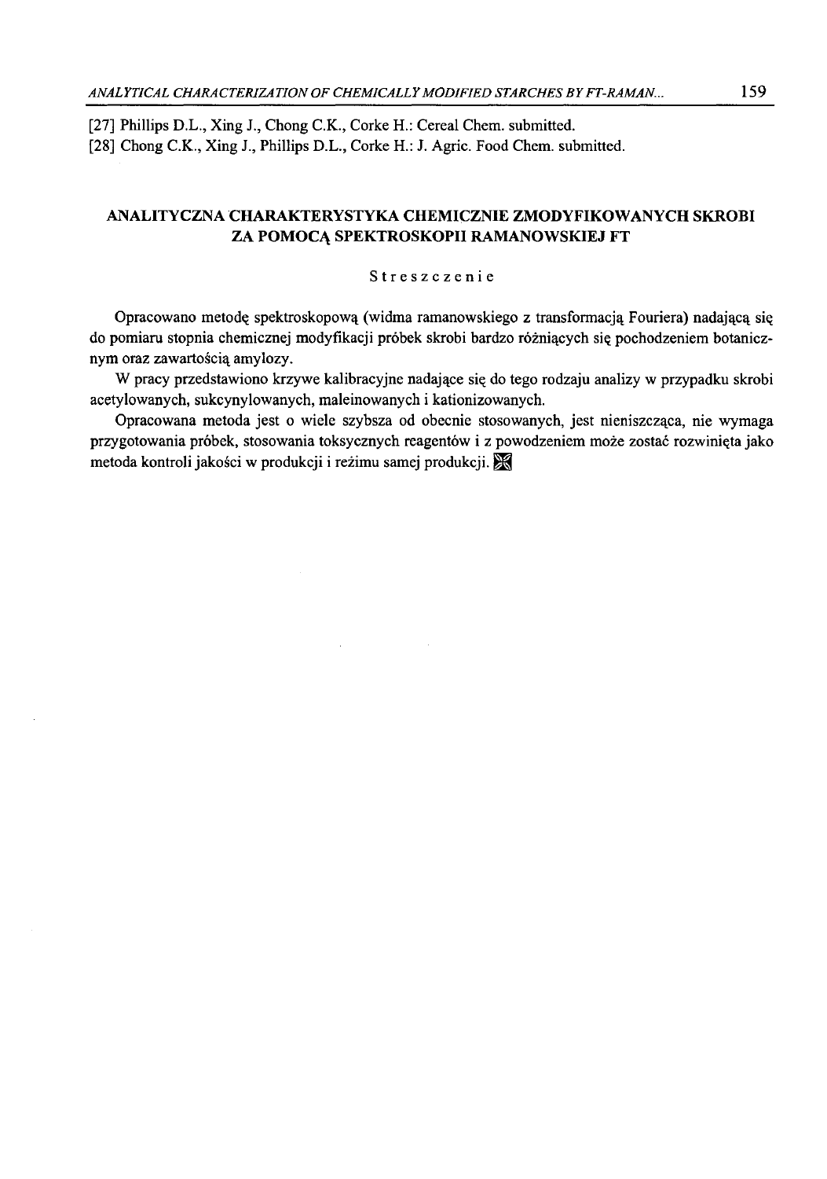[27] Phillips D.L., Xing J., Chong C.K., Corke H.: Cereal Chem. submitted.

[28] Chong C.K., Xing J., Phillips D.L., Corke H.: J. Agric. Food Chem. submitted.

## ANALITYCZNA CHARAKTERYSTYKA CHEMICZNIE ZMODYFIKOWANYCH SKROBI ZA POMOCĄ SPEKTROSKOPII RAMANOWSKIEJ FT

### Streszczenie

Opracowano metodę spektroskopową (widma ramanowskiego z transformacją Fouriera) nadającą się do pomiaru stopnia chemicznej modyfikacji próbek skrobi bardzo różniących się pochodzeniem botanicznym oraz zawartością amylozy.

W pracy przedstawiono krzywe kalibracyjne nadające się do tego rodzaju analizy w przypadku skrobi acetylowanych, sukcynylowanych, maleinowanych i kationizowanych.

Opracowana metoda jest o wiele szybsza od obecnie stosowanych, jest nieniszcząca, nie wymaga przygotowania próbek, stosowania toksycznych reagentów i z powodzeniem może zostać rozwinięta jako metoda kontroli jakości w produkcji i reżimu samej produkcji.